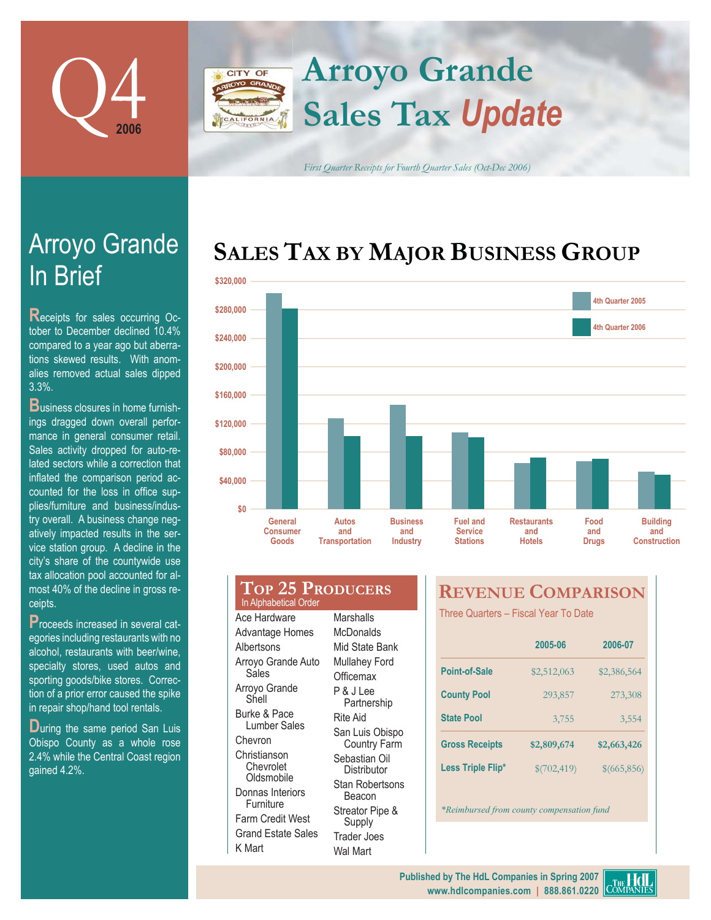# Q4 2006

# Arroyo Grande Sales Tax *Update*

*First Quarter Receipts for Fourth Quarter Sales (Oct-Dec 2006)*

## Arroyo Grande In Brief

Receipts for sales occurring October to December declined 10.4% compared to a year ago but aberrations skewed results. With anomalies removed actual sales dipped 3.3%.

Business closures in home furnishings dragged down overall performance in general consumer retail. Sales activity dropped for auto-related sectors while a correction that inflated the comparison period accounted for the loss in office supplies/furniture and business/industry overall. A business change negatively impacted results in the service station group. A decline in the city's share of the countywide use tax allocation pool accounted for almost 40% of the decline in gross receipts.

Proceeds increased in several categories including restaurants with no alcohol, restaurants with beer/wine, specialty stores, used autos and sporting goods/bike stores. Correction of a prior error caused the spike in repair shop/hand tool rentals.

During the same period San Luis Obispo County as a whole rose 2.4% while the Central Coast region gained 4.2%.

## Sales Tax by Major Business Group

Legend: 4th Quarter 2005, 4th Quarter 2006

Categories: General Consumer Goods; Autos and Transportation; Business and Industry; Fuel and Service Stations; Restaurants and Hotels; Food and Drugs; Building and Construction

## Top 25 Producers

In Alphabetical Order

- Ace Hardware
- Advantage Homes
- Albertsons
- Arroyo Grande Auto Sales
- Arroyo Grande Shell
- Burke & Pace Lumber Sales
- Chevron
- Christianson Chevrolet Oldsmobile
- Donnas Interiors Furniture
- Farm Credit West
- Grand Estate Sales
- K Mart
- Marshalls
- McDonalds
- Mid State Bank
- Mullahey Ford
- Officemax
- P & J Lee Partnership
- Rite Aid
- San Luis Obispo Country Farm
- Sebastian Oil Distributor
- Stan Robertsons Beacon
- Streator Pipe & Supply
- Trader Joes
- Wal Mart

## Revenue Comparison

Three Quarters – Fiscal Year To Date

| | 2005-06 | 2006-07 |
|---|---|---|
| Point-of-Sale | $2,512,063 | $2,386,564 |
| County Pool | 293,857 | 273,308 |
| State Pool | 3,755 | 3,554 |
| Gross Receipts | $2,809,674 | $2,663,426 |
| Less Triple Flip* | $(702,419) | $(665,856) |

*Reimbursed from county compensation fund

Published by The HdL Companies in Spring 2007
www.hdlcompanies.com | 888.861.0220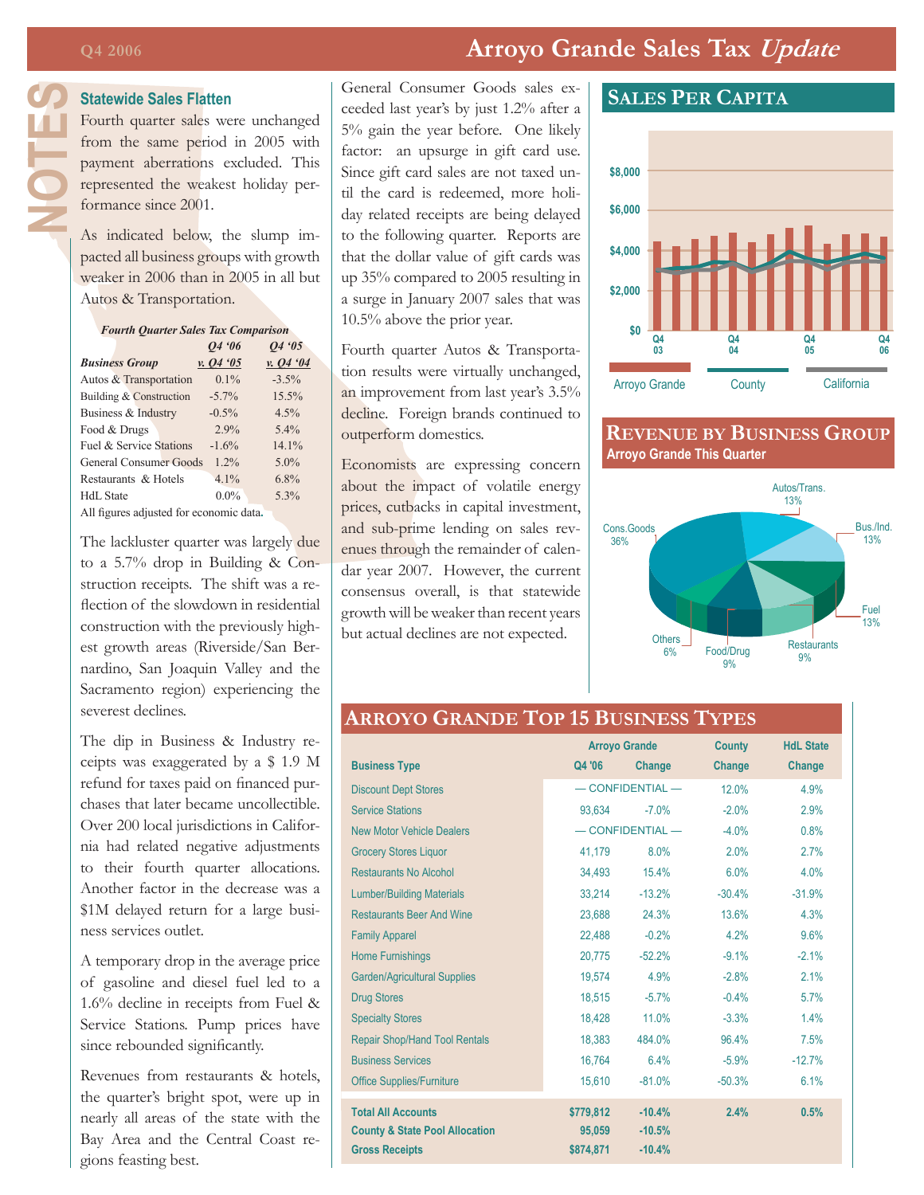# Arroyo Grande Sales Tax *Update*

Q4 2006

NOTES

## Statewide Sales Flatten

Fourth quarter sales were unchanged from the same period in 2005 with payment aberrations excluded. This represented the weakest holiday performance since 2001.

As indicated below, the slump impacted all business groups with growth weaker in 2006 than in 2005 in all but Autos & Transportation.

***Fourth Quarter Sales Tax Comparison***

| *Business Group* | *Q4 '06 v. Q4 '05* | *Q4 '05 v. Q4 '04* |
|---|---|---|
| Autos & Transportation | 0.1% | -3.5% |
| Building & Construction | -5.7% | 15.5% |
| Business & Industry | -0.5% | 4.5% |
| Food & Drugs | 2.9% | 5.4% |
| Fuel & Service Stations | -1.6% | 14.1% |
| General Consumer Goods | 1.2% | 5.0% |
| Restaurants & Hotels | 4.1% | 6.8% |
| HdL State | 0.0% | 5.3% |

All figures adjusted for economic data.

The lackluster quarter was largely due to a 5.7% drop in Building & Construction receipts. The shift was a reflection of the slowdown in residential construction with the previously highest growth areas (Riverside/San Bernardino, San Joaquin Valley and the Sacramento region) experiencing the severest declines.

The dip in Business & Industry receipts was exaggerated by a $ 1.9 M refund for taxes paid on financed purchases that later became uncollectible. Over 200 local jurisdictions in California had related negative adjustments to their fourth quarter allocations. Another factor in the decrease was a $1M delayed return for a large business services outlet.

A temporary drop in the average price of gasoline and diesel fuel led to a 1.6% decline in receipts from Fuel & Service Stations. Pump prices have since rebounded significantly.

Revenues from restaurants & hotels, the quarter's bright spot, were up in nearly all areas of the state with the Bay Area and the Central Coast regions feasting best.

General Consumer Goods sales exceeded last year's by just 1.2% after a 5% gain the year before. One likely factor: an upsurge in gift card use. Since gift card sales are not taxed until the card is redeemed, more holiday related receipts are being delayed to the following quarter. Reports are that the dollar value of gift cards was up 35% compared to 2005 resulting in a surge in January 2007 sales that was 10.5% above the prior year.

Fourth quarter Autos & Transportation results were virtually unchanged, an improvement from last year's 3.5% decline. Foreign brands continued to outperform domestics.

Economists are expressing concern about the impact of volatile energy prices, cutbacks in capital investment, and sub-prime lending on sales revenues through the remainder of calendar year 2007. However, the current consensus overall, is that statewide growth will be weaker than recent years but actual declines are not expected.

## Sales Per Capita

$8,000
$6,000
$4,000
$2,000
$0
Q4 03
Q4 04
Q4 05
Q4 06

Arroyo Grande
County
California

## Revenue by Business Group

**Arroyo Grande This Quarter**

Autos/Trans. 13%
Bus./Ind. 13%
Fuel 13%
Restaurants 9%
Food/Drug 9%
Others 6%
Cons.Goods 36%

## Arroyo Grande Top 15 Business Types

| Business Type | Arroyo Grande Q4 '06 | Arroyo Grande Change | County Change | HdL State Change |
|---|---|---|---|---|
| Discount Dept Stores | — CONFIDENTIAL — | | 12.0% | 4.9% |
| Service Stations | 93,634 | -7.0% | -2.0% | 2.9% |
| New Motor Vehicle Dealers | — CONFIDENTIAL — | | -4.0% | 0.8% |
| Grocery Stores Liquor | 41,179 | 8.0% | 2.0% | 2.7% |
| Restaurants No Alcohol | 34,493 | 15.4% | 6.0% | 4.0% |
| Lumber/Building Materials | 33,214 | -13.2% | -30.4% | -31.9% |
| Restaurants Beer And Wine | 23,688 | 24.3% | 13.6% | 4.3% |
| Family Apparel | 22,488 | -0.2% | 4.2% | 9.6% |
| Home Furnishings | 20,775 | -52.2% | -9.1% | -2.1% |
| Garden/Agricultural Supplies | 19,574 | 4.9% | -2.8% | 2.1% |
| Drug Stores | 18,515 | -5.7% | -0.4% | 5.7% |
| Specialty Stores | 18,428 | 11.0% | -3.3% | 1.4% |
| Repair Shop/Hand Tool Rentals | 18,383 | 484.0% | 96.4% | 7.5% |
| Business Services | 16,764 | 6.4% | -5.9% | -12.7% |
| Office Supplies/Furniture | 15,610 | -81.0% | -50.3% | 6.1% |
| **Total All Accounts** | **$779,812** | **-10.4%** | **2.4%** | **0.5%** |
| **County & State Pool Allocation** | **95,059** | **-10.5%** | | |
| **Gross Receipts** | **$874,871** | **-10.4%** | | |